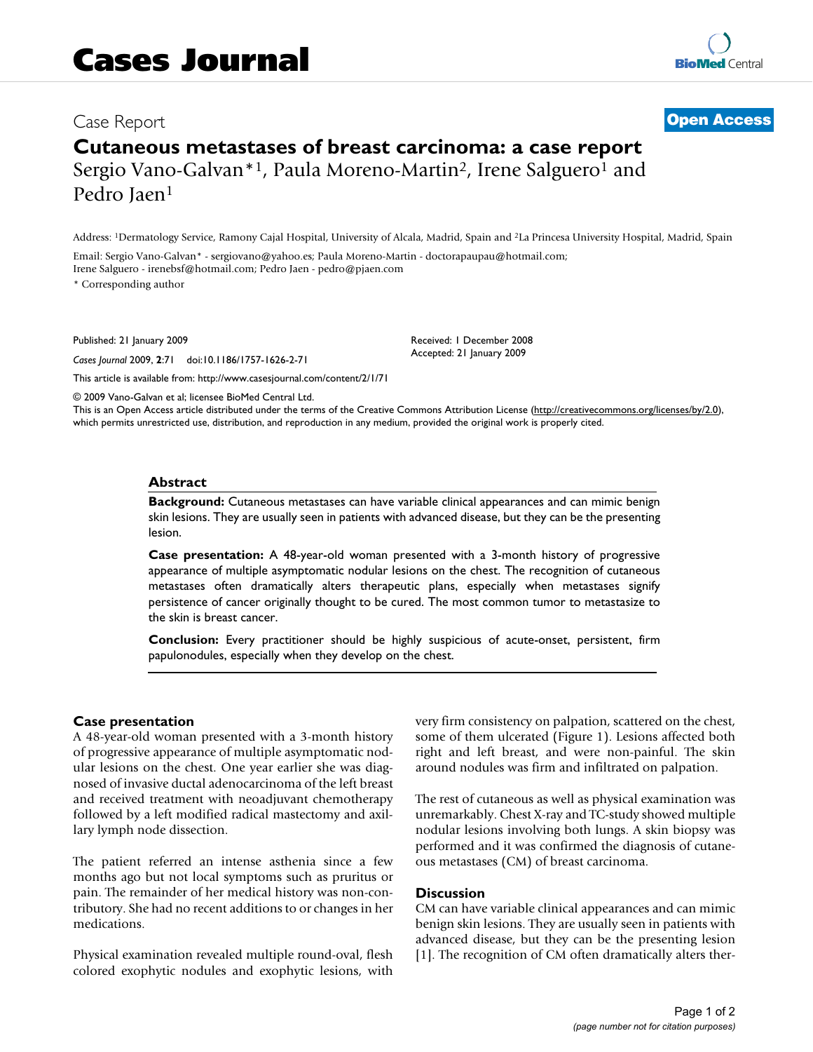# Cases Journal

Case Report

**Open Access**

# Cutaneous metastases of breast carcinoma: a case report

Sergio Vano-Galvan*[1], Paula Moreno-Martin[2], Irene Salguero[1] and Pedro Jaen[1]

Address: [1]Dermatology Service, Ramony Cajal Hospital, University of Alcala, Madrid, Spain and [2]La Princesa University Hospital, Madrid, Spain

Email: Sergio Vano-Galvan* - sergiovano@yahoo.es; Paula Moreno-Martin - doctorapaupau@hotmail.com; Irene Salguero - irenebsf@hotmail.com; Pedro Jaen - pedro@pjaen.com

* Corresponding author

Published: 21 January 2009

*Cases Journal* 2009, **2**:71 doi:10.1186/1757-1626-2-71

Received: 1 December 2008
Accepted: 21 January 2009

This article is available from: http://www.casesjournal.com/content/2/1/71

© 2009 Vano-Galvan et al; licensee BioMed Central Ltd.
This is an Open Access article distributed under the terms of the Creative Commons Attribution License (http://creativecommons.org/licenses/by/2.0), which permits unrestricted use, distribution, and reproduction in any medium, provided the original work is properly cited.

## Abstract

**Background:** Cutaneous metastases can have variable clinical appearances and can mimic benign skin lesions. They are usually seen in patients with advanced disease, but they can be the presenting lesion.

**Case presentation:** A 48-year-old woman presented with a 3-month history of progressive appearance of multiple asymptomatic nodular lesions on the chest. The recognition of cutaneous metastases often dramatically alters therapeutic plans, especially when metastases signify persistence of cancer originally thought to be cured. The most common tumor to metastasize to the skin is breast cancer.

**Conclusion:** Every practitioner should be highly suspicious of acute-onset, persistent, firm papulonodules, especially when they develop on the chest.

## Case presentation

A 48-year-old woman presented with a 3-month history of progressive appearance of multiple asymptomatic nodular lesions on the chest. One year earlier she was diagnosed of invasive ductal adenocarcinoma of the left breast and received treatment with neoadjuvant chemotherapy followed by a left modified radical mastectomy and axillary lymph node dissection.

The patient referred an intense asthenia since a few months ago but not local symptoms such as pruritus or pain. The remainder of her medical history was non-contributory. She had no recent additions to or changes in her medications.

Physical examination revealed multiple round-oval, flesh colored exophytic nodules and exophytic lesions, with very firm consistency on palpation, scattered on the chest, some of them ulcerated (Figure 1). Lesions affected both right and left breast, and were non-painful. The skin around nodules was firm and infiltrated on palpation.

The rest of cutaneous as well as physical examination was unremarkably. Chest X-ray and TC-study showed multiple nodular lesions involving both lungs. A skin biopsy was performed and it was confirmed the diagnosis of cutaneous metastases (CM) of breast carcinoma.

## Discussion

CM can have variable clinical appearances and can mimic benign skin lesions. They are usually seen in patients with advanced disease, but they can be the presenting lesion [1]. The recognition of CM often dramatically alters ther-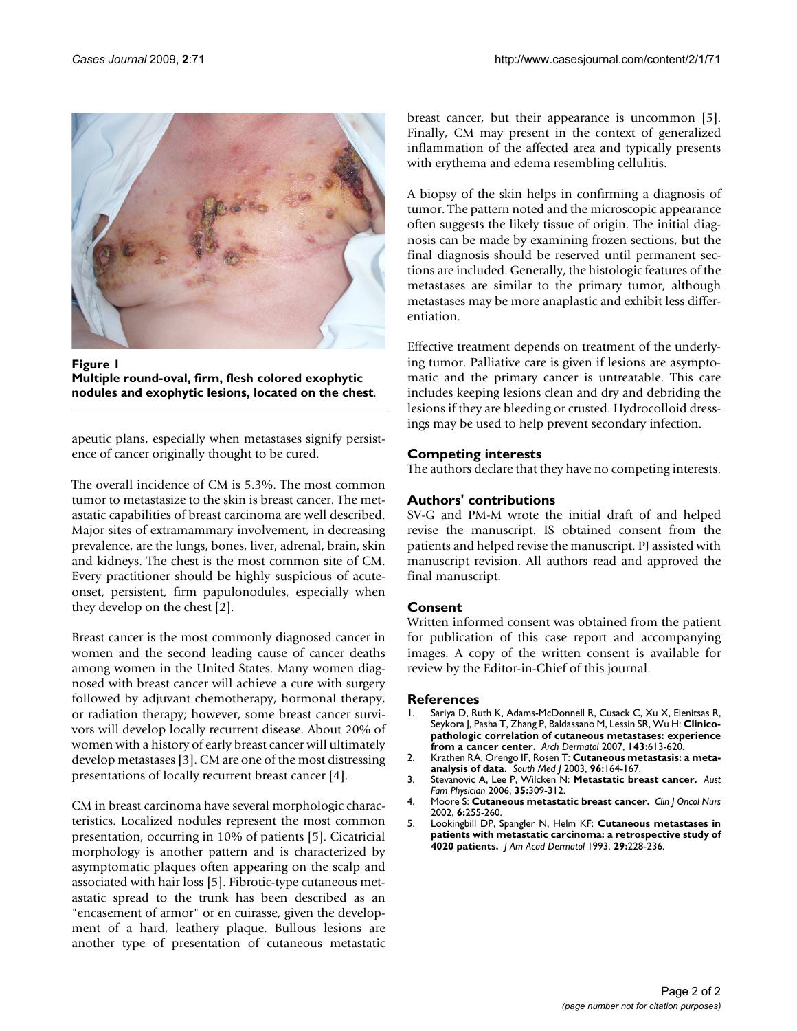**Figure 1**
**Multiple round-oval, firm, flesh colored exophytic nodules and exophytic lesions, located on the chest.**

apeutic plans, especially when metastases signify persistence of cancer originally thought to be cured.

The overall incidence of CM is 5.3%. The most common tumor to metastasize to the skin is breast cancer. The metastatic capabilities of breast carcinoma are well described. Major sites of extramammary involvement, in decreasing prevalence, are the lungs, bones, liver, adrenal, brain, skin and kidneys. The chest is the most common site of CM. Every practitioner should be highly suspicious of acute-onset, persistent, firm papulonodules, especially when they develop on the chest [2].

Breast cancer is the most commonly diagnosed cancer in women and the second leading cause of cancer deaths among women in the United States. Many women diagnosed with breast cancer will achieve a cure with surgery followed by adjuvant chemotherapy, hormonal therapy, or radiation therapy; however, some breast cancer survivors will develop locally recurrent disease. About 20% of women with a history of early breast cancer will ultimately develop metastases [3]. CM are one of the most distressing presentations of locally recurrent breast cancer [4].

CM in breast carcinoma have several morphologic characteristics. Localized nodules represent the most common presentation, occurring in 10% of patients [5]. Cicatricial morphology is another pattern and is characterized by asymptomatic plaques often appearing on the scalp and associated with hair loss [5]. Fibrotic-type cutaneous metastatic spread to the trunk has been described as an "encasement of armor" or en cuirasse, given the development of a hard, leathery plaque. Bullous lesions are another type of presentation of cutaneous metastatic breast cancer, but their appearance is uncommon [5]. Finally, CM may present in the context of generalized inflammation of the affected area and typically presents with erythema and edema resembling cellulitis.

A biopsy of the skin helps in confirming a diagnosis of tumor. The pattern noted and the microscopic appearance often suggests the likely tissue of origin. The initial diagnosis can be made by examining frozen sections, but the final diagnosis should be reserved until permanent sections are included. Generally, the histologic features of the metastases are similar to the primary tumor, although metastases may be more anaplastic and exhibit less differentiation.

Effective treatment depends on treatment of the underlying tumor. Palliative care is given if lesions are asymptomatic and the primary cancer is untreatable. This care includes keeping lesions clean and dry and debriding the lesions if they are bleeding or crusted. Hydrocolloid dressings may be used to help prevent secondary infection.

## Competing interests

The authors declare that they have no competing interests.

## Authors' contributions

SV-G and PM-M wrote the initial draft of and helped revise the manuscript. IS obtained consent from the patients and helped revise the manuscript. PJ assisted with manuscript revision. All authors read and approved the final manuscript.

## Consent

Written informed consent was obtained from the patient for publication of this case report and accompanying images. A copy of the written consent is available for review by the Editor-in-Chief of this journal.

## References

1. Sariya D, Ruth K, Adams-McDonnell R, Cusack C, Xu X, Elenitsas R, Seykora J, Pasha T, Zhang P, Baldassano M, Lessin SR, Wu H: **Clinicopathologic correlation of cutaneous metastases: experience from a cancer center.** *Arch Dermatol* 2007, **143:**613-620.
2. Krathen RA, Orengo IF, Rosen T: **Cutaneous metastasis: a meta-analysis of data.** *South Med J* 2003, **96:**164-167.
3. Stevanovic A, Lee P, Wilcken N: **Metastatic breast cancer.** *Aust Fam Physician* 2006, **35:**309-312.
4. Moore S: **Cutaneous metastatic breast cancer.** *Clin J Oncol Nurs* 2002, **6:**255-260.
5. Lookingbill DP, Spangler N, Helm KF: **Cutaneous metastases in patients with metastatic carcinoma: a retrospective study of 4020 patients.** *J Am Acad Dermatol* 1993, **29:**228-236.